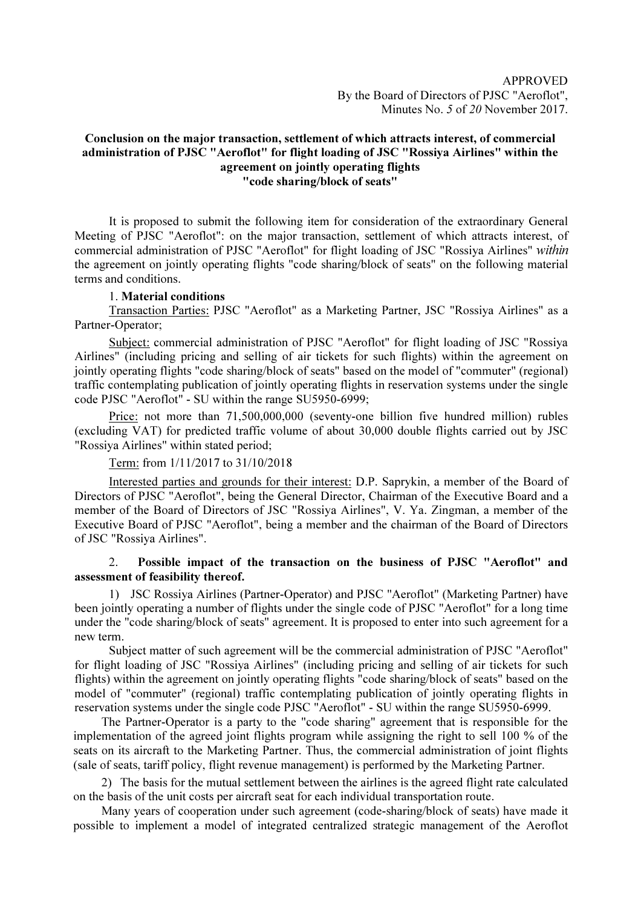APPROVED
By the Board of Directors of PJSC "Aeroflot",
Minutes No. *5* of *20* November 2017.

**Conclusion on the major transaction, settlement of which attracts interest, of commercial administration of PJSC "Aeroflot" for flight loading of JSC "Rossiya Airlines" within the agreement on jointly operating flights "code sharing/block of seats"**

It is proposed to submit the following item for consideration of the extraordinary General Meeting of PJSC "Aeroflot": on the major transaction, settlement of which attracts interest, of commercial administration of PJSC "Aeroflot" for flight loading of JSC "Rossiya Airlines" *within* the agreement on jointly operating flights "code sharing/block of seats" on the following material terms and conditions.

1. **Material conditions**

Transaction Parties: PJSC "Aeroflot" as a Marketing Partner, JSC "Rossiya Airlines" as a Partner-Operator;

Subject: commercial administration of PJSC "Aeroflot" for flight loading of JSC "Rossiya Airlines" (including pricing and selling of air tickets for such flights) within the agreement on jointly operating flights "code sharing/block of seats" based on the model of "commuter" (regional) traffic contemplating publication of jointly operating flights in reservation systems under the single code PJSC "Aeroflot" - SU within the range SU5950-6999;

Price: not more than 71,500,000,000 (seventy-one billion five hundred million) rubles (excluding VAT) for predicted traffic volume of about 30,000 double flights carried out by JSC "Rossiya Airlines" within stated period;

Term: from 1/11/2017 to 31/10/2018

Interested parties and grounds for their interest: D.P. Saprykin, a member of the Board of Directors of PJSC "Aeroflot", being the General Director, Chairman of the Executive Board and a member of the Board of Directors of JSC "Rossiya Airlines", V. Ya. Zingman, a member of the Executive Board of PJSC "Aeroflot", being a member and the chairman of the Board of Directors of JSC "Rossiya Airlines".

2. **Possible impact of the transaction on the business of PJSC "Aeroflot" and assessment of feasibility thereof.**

1) JSC Rossiya Airlines (Partner-Operator) and PJSC "Aeroflot" (Marketing Partner) have been jointly operating a number of flights under the single code of PJSC "Aeroflot" for a long time under the "code sharing/block of seats" agreement. It is proposed to enter into such agreement for a new term.

Subject matter of such agreement will be the commercial administration of PJSC "Aeroflot" for flight loading of JSC "Rossiya Airlines" (including pricing and selling of air tickets for such flights) within the agreement on jointly operating flights "code sharing/block of seats" based on the model of "commuter" (regional) traffic contemplating publication of jointly operating flights in reservation systems under the single code PJSC "Aeroflot" - SU within the range SU5950-6999.

The Partner-Operator is a party to the "code sharing" agreement that is responsible for the implementation of the agreed joint flights program while assigning the right to sell 100 % of the seats on its aircraft to the Marketing Partner. Thus, the commercial administration of joint flights (sale of seats, tariff policy, flight revenue management) is performed by the Marketing Partner.

2) The basis for the mutual settlement between the airlines is the agreed flight rate calculated on the basis of the unit costs per aircraft seat for each individual transportation route.

Many years of cooperation under such agreement (code-sharing/block of seats) have made it possible to implement a model of integrated centralized strategic management of the Aeroflot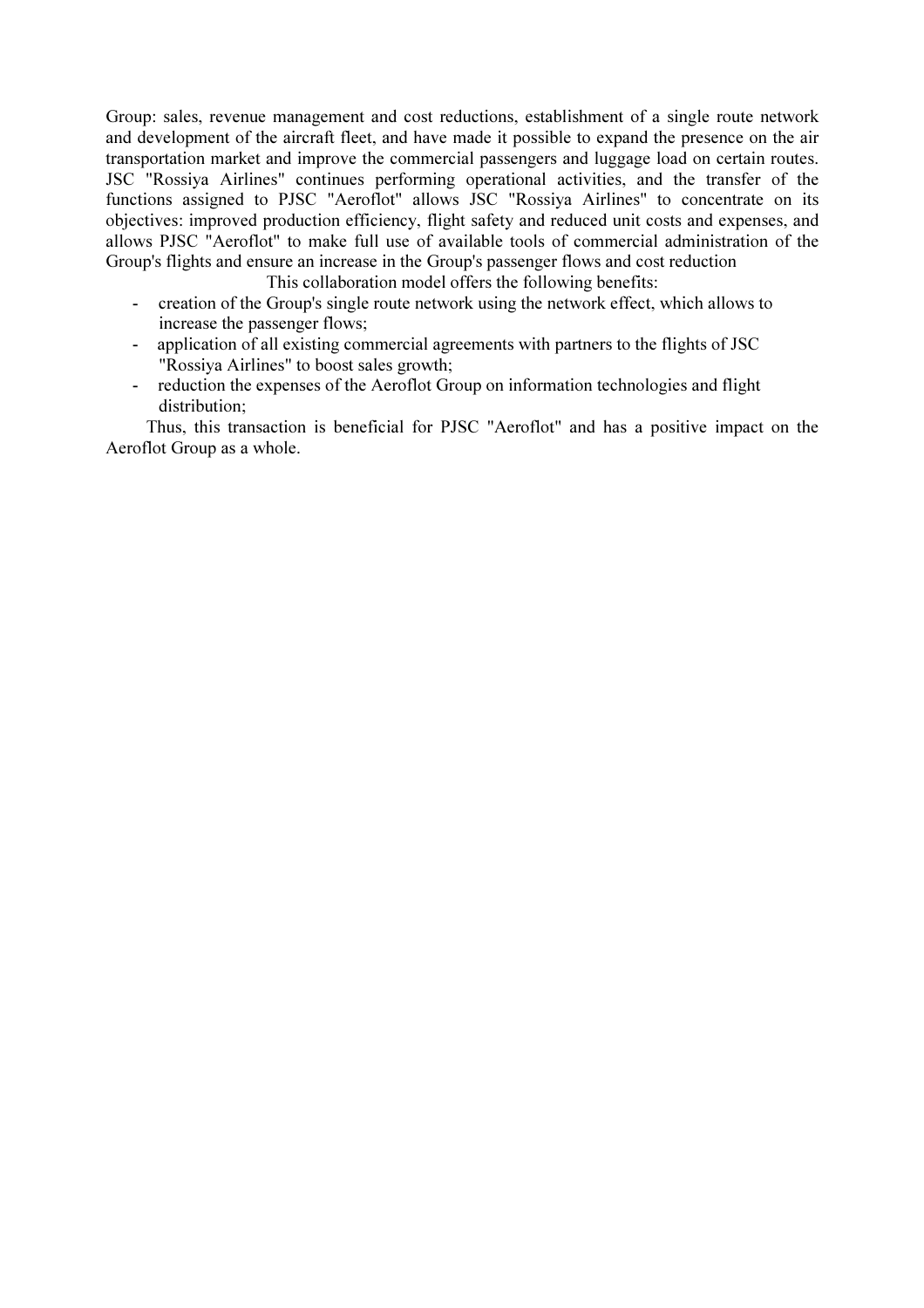Group: sales, revenue management and cost reductions, establishment of a single route network and development of the aircraft fleet, and have made it possible to expand the presence on the air transportation market and improve the commercial passengers and luggage load on certain routes. JSC "Rossiya Airlines" continues performing operational activities, and the transfer of the functions assigned to PJSC "Aeroflot" allows JSC "Rossiya Airlines" to concentrate on its objectives: improved production efficiency, flight safety and reduced unit costs and expenses, and allows PJSC "Aeroflot" to make full use of available tools of commercial administration of the Group's flights and ensure an increase in the Group's passenger flows and cost reduction

This collaboration model offers the following benefits:

- creation of the Group's single route network using the network effect, which allows to increase the passenger flows;
- application of all existing commercial agreements with partners to the flights of JSC "Rossiya Airlines" to boost sales growth;
- reduction the expenses of the Aeroflot Group on information technologies and flight distribution;

Thus, this transaction is beneficial for PJSC "Aeroflot" and has a positive impact on the Aeroflot Group as a whole.